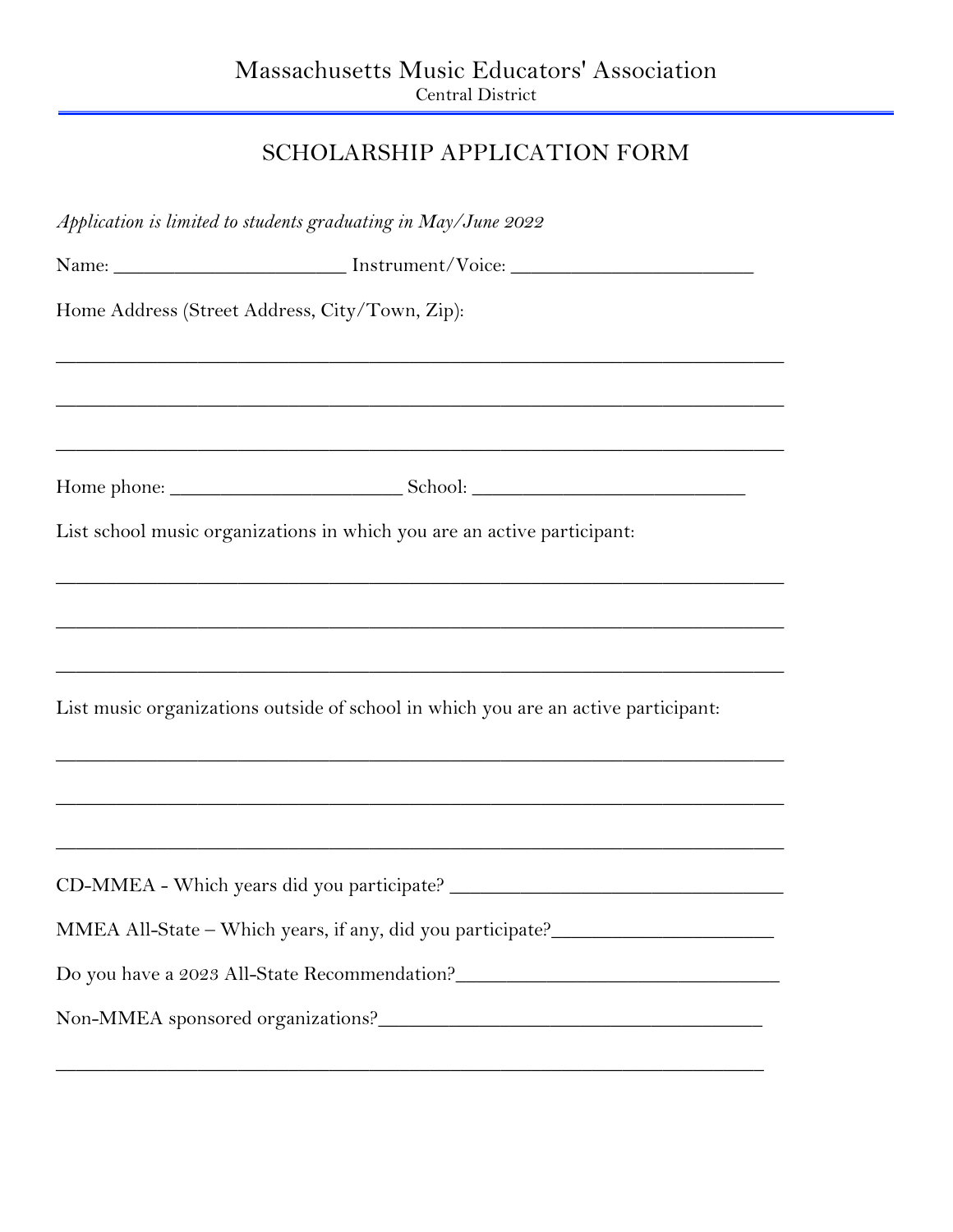# Massachusetts Music Educators' Association

Central District

## SCHOLARSHIP APPLICATION FORM

*Application is limited to students graduating in May/June 2022*

Name: ______________________ Instrument/Voice: ________________________

Home Address (Street Address, City/Town, Zip):

______________________________________________________________________

______________________________________________________________________

______________________________________________________________________

Home phone: ______________________ School: ___________________________

List school music organizations in which you are an active participant:

______________________________________________________________________

______________________________________________________________________

______________________________________________________________________

List music organizations outside of school in which you are an active participant:

______________________________________________________________________

______________________________________________________________________

______________________________________________________________________

CD-MMEA - Which years did you participate? _________________________________

MMEA All-State – Which years, if any, did you participate?_____________________

Do you have a 2023 All-State Recommendation?_______________________________

Non-MMEA sponsored organizations?_____________________________________

____________________________________________________________________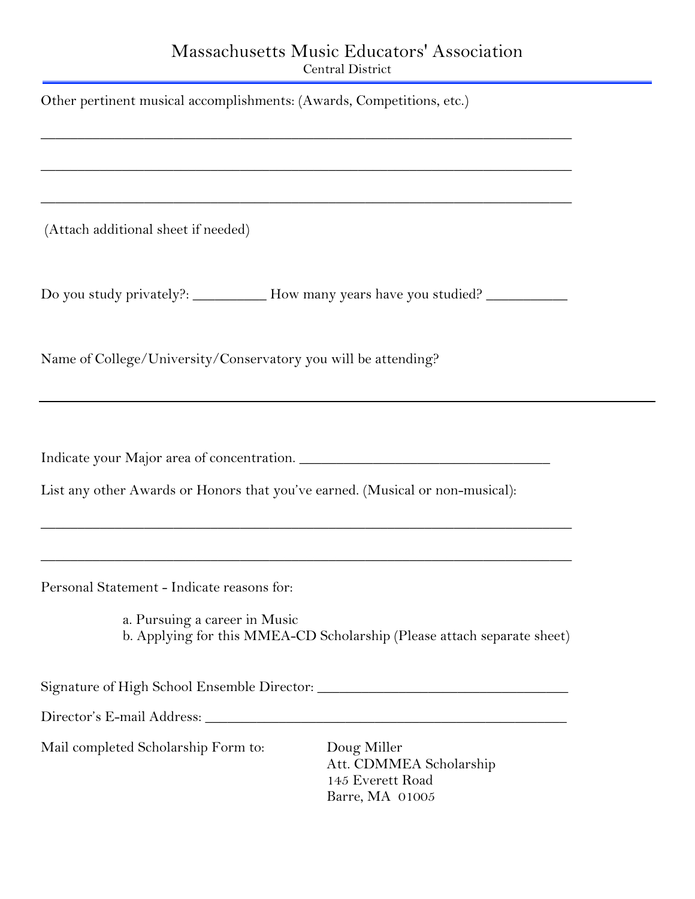Other pertinent musical accomplishments: (Awards, Competitions, etc.)

______________________________________________________________________

______________________________________________________________________

______________________________________________________________________

(Attach additional sheet if needed)

Do you study privately?: __________ How many years have you studied? ___________

Name of College/University/Conservatory you will be attending?

______________________________________________________________________

Indicate your Major area of concentration. ___________________________________

List any other Awards or Honors that you've earned. (Musical or non-musical):

______________________________________________________________________

______________________________________________________________________

Personal Statement - Indicate reasons for:

a. Pursuing a career in Music
b. Applying for this MMEA-CD Scholarship (Please attach separate sheet)

Signature of High School Ensemble Director: __________________________________

Director's E-mail Address: _____________________________________________________

Mail completed Scholarship Form to:

Doug Miller
Att. CDMMEA Scholarship
145 Everett Road
Barre, MA 01005